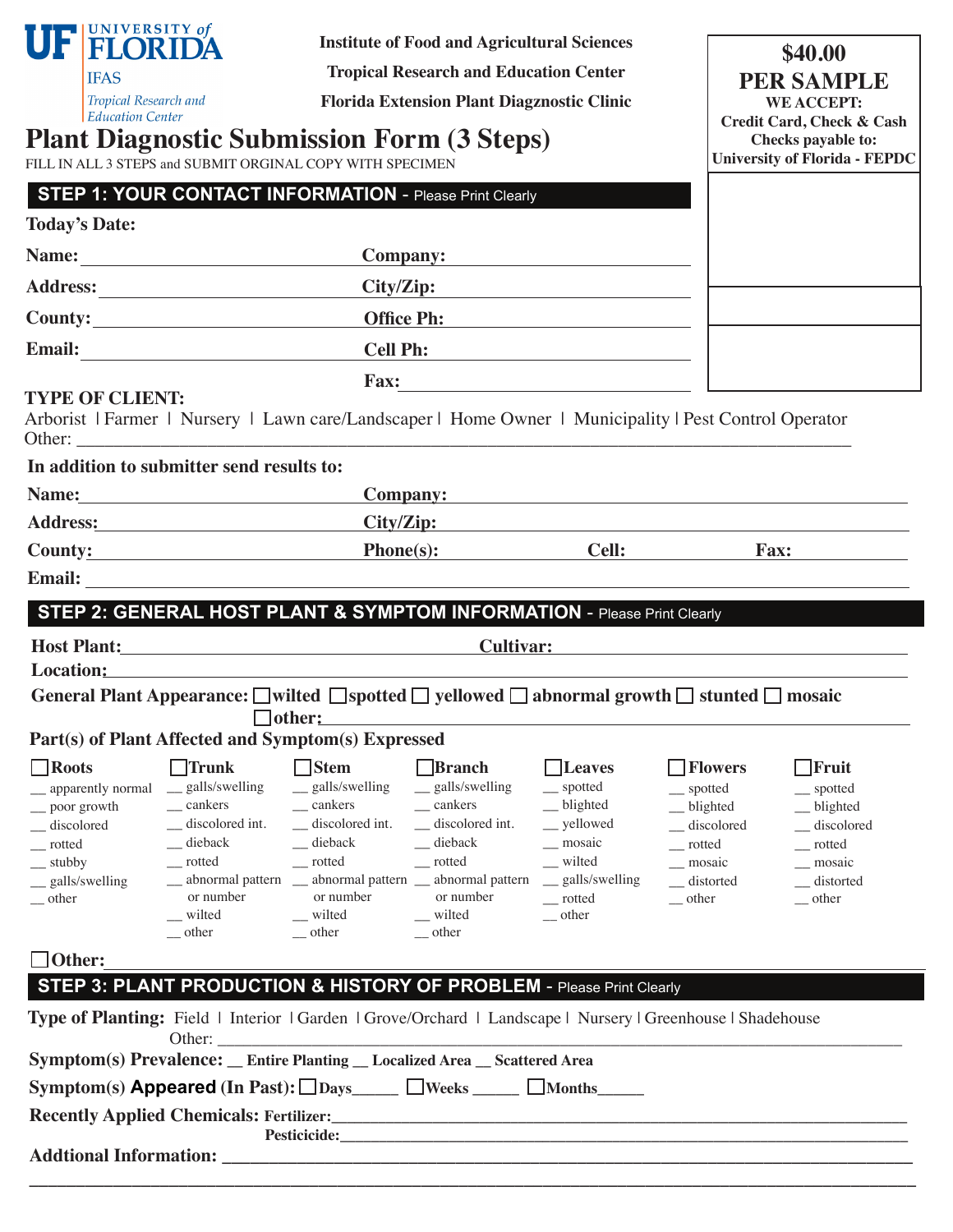UF UNIVERSITY of FLORIDA
IFAS
*Tropical Research and Education Center*

**Institute of Food and Agricultural Sciences**

**Tropical Research and Education Center**

**Florida Extension Plant Diagznostic Clinic**

**$40.00 PER SAMPLE**
**WE ACCEPT: Credit Card, Check & Cash**
**Checks payable to: University of Florida - FEPDC**

# Plant Diagnostic Submission Form (3 Steps)

FILL IN ALL 3 STEPS and SUBMIT ORGINAL COPY WITH SPECIMEN

## STEP 1: YOUR CONTACT INFORMATION - Please Print Clearly

**Today's Date:**

**Name:** ______________________ **Company:** ______________________

**Address:** ______________________ **City/Zip:** ______________________

**County:** ______________________ **Office Ph:** ______________________

**Email:** ______________________ **Cell Ph:** ______________________

**Fax:** ______________________

**TYPE OF CLIENT:**
Arborist | Farmer | Nursery | Lawn care/Landscaper | Home Owner | Municipality | Pest Control Operator
Other: ______________________________________________________________

**In addition to submitter send results to:**

**Name:** ______________________ **Company:** ______________________

**Address:** ______________________ **City/Zip:** ______________________

**County:** ______________________ **Phone(s):** __________ **Cell:** __________ **Fax:** __________

**Email:** ______________________________________________________________

## STEP 2: GENERAL HOST PLANT & SYMPTOM INFORMATION - Please Print Clearly

**Host Plant:** ______________________ **Cultivar:** ______________________

**Location:** ______________________________________________________________

**General Plant Appearance:** ☐ wilted ☐ spotted ☐ yellowed ☐ abnormal growth ☐ stunted ☐ mosaic
☐ **other:** ______________________________________________

**Part(s) of Plant Affected and Symptom(s) Expressed**

| ☐ **Roots** | ☐ **Trunk** | ☐ **Stem** | ☐ **Branch** | ☐ **Leaves** | ☐ **Flowers** | ☐ **Fruit** |
|---|---|---|---|---|---|---|
| __ apparently normal | __ galls/swelling | __ galls/swelling | __ galls/swelling | __ spotted | __ spotted | __ spotted |
| __ poor growth | __ cankers | __ cankers | __ cankers | __ blighted | __ blighted | __ blighted |
| __ discolored | __ discolored int. | __ discolored int. | __ discolored int. | __ yellowed | __ discolored | __ discolored |
| __ rotted | __ dieback | __ dieback | __ dieback | __ mosaic | __ rotted | __ rotted |
| __ stubby | __ rotted | __ rotted | __ rotted | __ wilted | __ mosaic | __ mosaic |
| __ galls/swelling | __ abnormal pattern or number | __ abnormal pattern or number | __ abnormal pattern or number | __ galls/swelling | __ distorted | __ distorted |
| __ other | __ wilted | __ wilted | __ wilted | __ rotted | __ other | __ other |
| | __ other | __ other | __ other | __ other | | |

☐ **Other:** ______________________________________________________________

## STEP 3: PLANT PRODUCTION & HISTORY OF PROBLEM - Please Print Clearly

**Type of Planting:** Field | Interior | Garden | Grove/Orchard | Landscape | Nursery | Greenhouse | Shadehouse
Other: ______________________________________________________________

**Symptom(s) Prevalence:** __ Entire Planting __ Localized Area __ Scattered Area

**Symptom(s) Appeared (In Past):** ☐ Days_____ ☐ Weeks _____ ☐ Months_____

**Recently Applied Chemicals: Fertilizer:** ______________________________________________

**Pesticicide:** ______________________________________________

**Addtional Information:** ______________________________________________

______________________________________________________________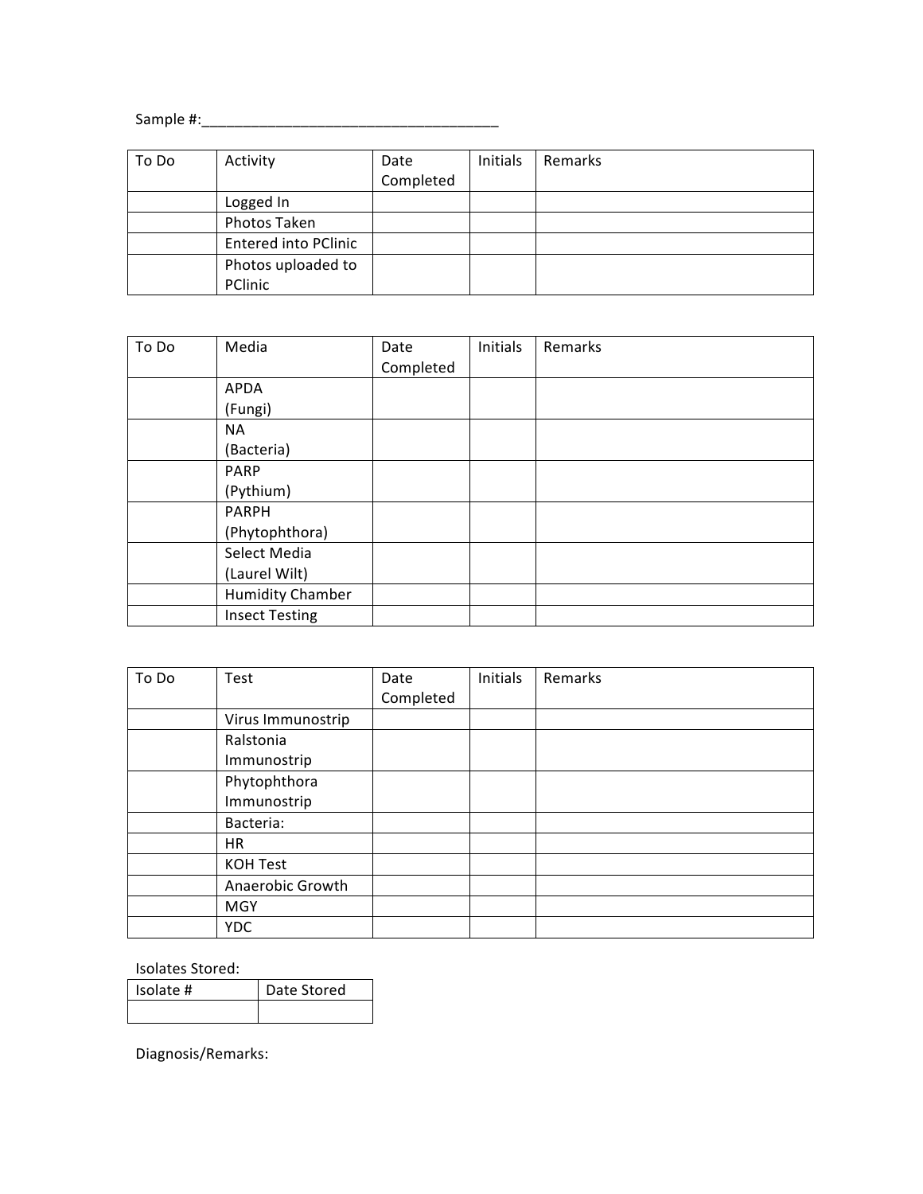Sample #:____________________________________

| To Do | Activity | Date Completed | Initials | Remarks |
|---|---|---|---|---|
| | Logged In | | | |
| | Photos Taken | | | |
| | Entered into PClinic | | | |
| | Photos uploaded to PClinic | | | |

| To Do | Media | Date Completed | Initials | Remarks |
|---|---|---|---|---|
| | APDA (Fungi) | | | |
| | NA (Bacteria) | | | |
| | PARP (Pythium) | | | |
| | PARPH (Phytophthora) | | | |
| | Select Media (Laurel Wilt) | | | |
| | Humidity Chamber | | | |
| | Insect Testing | | | |

| To Do | Test | Date Completed | Initials | Remarks |
|---|---|---|---|---|
| | Virus Immunostrip | | | |
| | Ralstonia Immunostrip | | | |
| | Phytophthora Immunostrip | | | |
| | Bacteria: | | | |
| | HR | | | |
| | KOH Test | | | |
| | Anaerobic Growth | | | |
| | MGY | | | |
| | YDC | | | |

Isolates Stored:

| Isolate # | Date Stored |
|---|---|
| | |

Diagnosis/Remarks: